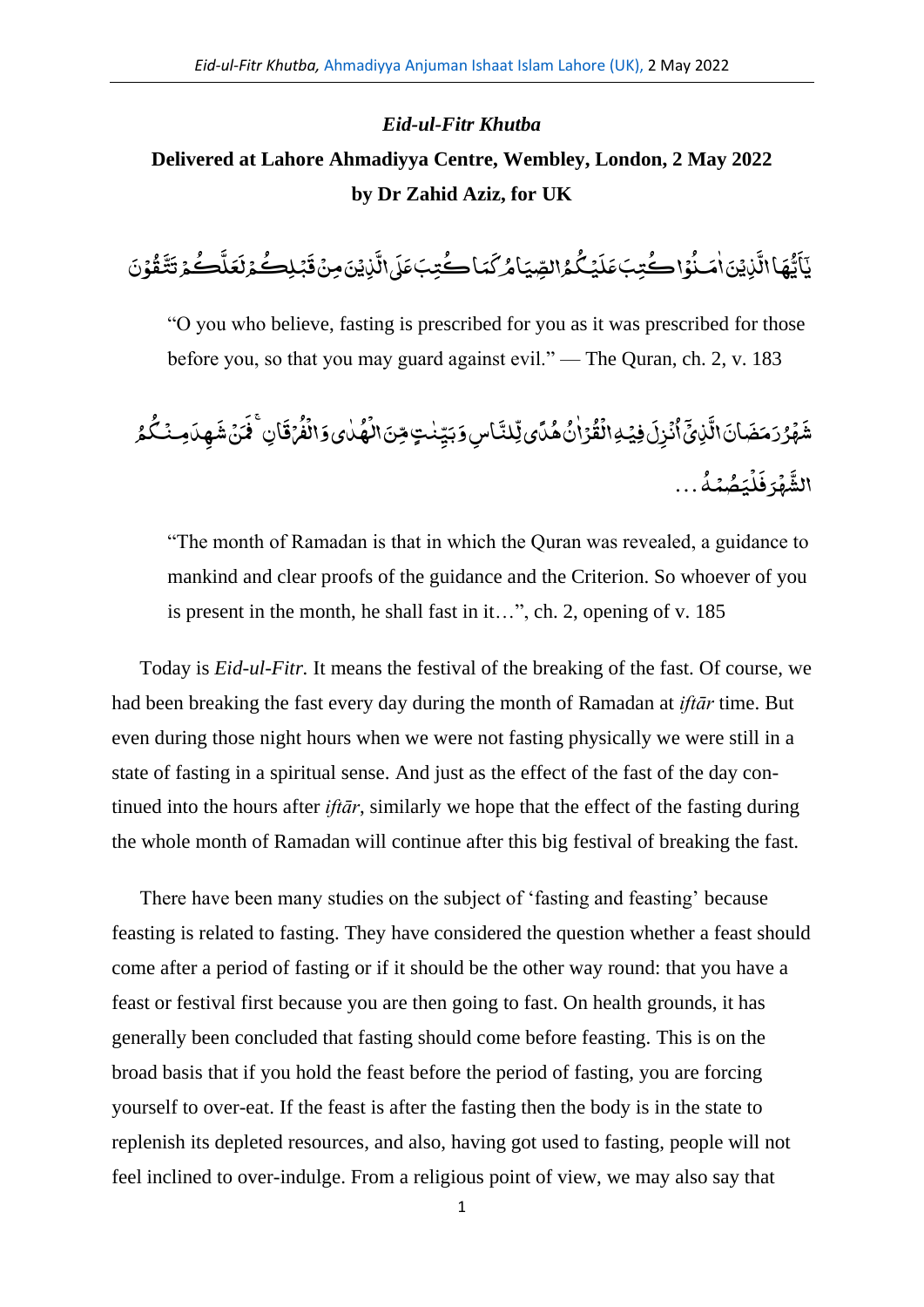# *Eid-ul-Fitr Khutba*

## Delivered at Lahore Ahmadiyya Centre, Wembley, London, 2 May 2022
## by Dr Zahid Aziz, for UK

يٰۤاَيُّهَا الَّذِيۡنَ اٰمَنُوۡا كُتِبَ عَلَيۡكُمُ الصِّيَامُ كَمَا كُتِبَ عَلَى الَّذِيۡنَ مِنۡ قَبۡلِكُمۡ لَعَلَّكُمۡ تَتَّقُوۡنَ

> "O you who believe, fasting is prescribed for you as it was prescribed for those before you, so that you may guard against evil." — The Quran, ch. 2, v. 183

شَهۡرُ رَمَضَانَ الَّذِىۡٓ اُنۡزِلَ فِيۡهِ الۡقُرۡاٰنُ هُدًى لِّلنَّاسِ وَبَيِّنٰتٍ مِّنَ الۡهُدٰى وَالۡفُرۡقَانِ‌ۚ فَمَنۡ شَهِدَ مِنۡكُمُ الشَّهۡرَ فَلۡيَـصُمۡهُ ...

> "The month of Ramadan is that in which the Quran was revealed, a guidance to mankind and clear proofs of the guidance and the Criterion. So whoever of you is present in the month, he shall fast in it…", ch. 2, opening of v. 185

Today is *Eid-ul-Fitr*. It means the festival of the breaking of the fast. Of course, we had been breaking the fast every day during the month of Ramadan at *iftār* time. But even during those night hours when we were not fasting physically we were still in a state of fasting in a spiritual sense. And just as the effect of the fast of the day continued into the hours after *iftār*, similarly we hope that the effect of the fasting during the whole month of Ramadan will continue after this big festival of breaking the fast.

There have been many studies on the subject of 'fasting and feasting' because feasting is related to fasting. They have considered the question whether a feast should come after a period of fasting or if it should be the other way round: that you have a feast or festival first because you are then going to fast. On health grounds, it has generally been concluded that fasting should come before feasting. This is on the broad basis that if you hold the feast before the period of fasting, you are forcing yourself to over-eat. If the feast is after the fasting then the body is in the state to replenish its depleted resources, and also, having got used to fasting, people will not feel inclined to over-indulge. From a religious point of view, we may also say that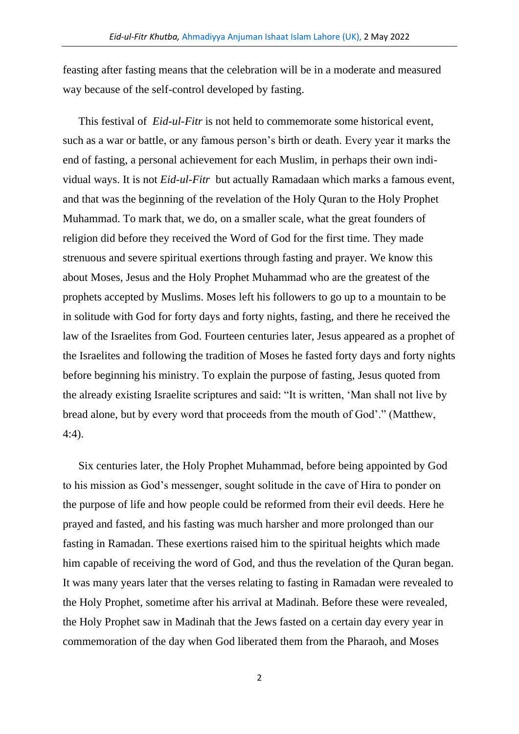feasting after fasting means that the celebration will be in a moderate and measured way because of the self-control developed by fasting.

This festival of *Eid-ul-Fitr* is not held to commemorate some historical event, such as a war or battle, or any famous person's birth or death. Every year it marks the end of fasting, a personal achievement for each Muslim, in perhaps their own individual ways. It is not *Eid-ul-Fitr* but actually Ramadaan which marks a famous event, and that was the beginning of the revelation of the Holy Quran to the Holy Prophet Muhammad. To mark that, we do, on a smaller scale, what the great founders of religion did before they received the Word of God for the first time. They made strenuous and severe spiritual exertions through fasting and prayer. We know this about Moses, Jesus and the Holy Prophet Muhammad who are the greatest of the prophets accepted by Muslims. Moses left his followers to go up to a mountain to be in solitude with God for forty days and forty nights, fasting, and there he received the law of the Israelites from God. Fourteen centuries later, Jesus appeared as a prophet of the Israelites and following the tradition of Moses he fasted forty days and forty nights before beginning his ministry. To explain the purpose of fasting, Jesus quoted from the already existing Israelite scriptures and said: "It is written, 'Man shall not live by bread alone, but by every word that proceeds from the mouth of God'." (Matthew, 4:4).

Six centuries later, the Holy Prophet Muhammad, before being appointed by God to his mission as God's messenger, sought solitude in the cave of Hira to ponder on the purpose of life and how people could be reformed from their evil deeds. Here he prayed and fasted, and his fasting was much harsher and more prolonged than our fasting in Ramadan. These exertions raised him to the spiritual heights which made him capable of receiving the word of God, and thus the revelation of the Quran began. It was many years later that the verses relating to fasting in Ramadan were revealed to the Holy Prophet, sometime after his arrival at Madinah. Before these were revealed, the Holy Prophet saw in Madinah that the Jews fasted on a certain day every year in commemoration of the day when God liberated them from the Pharaoh, and Moses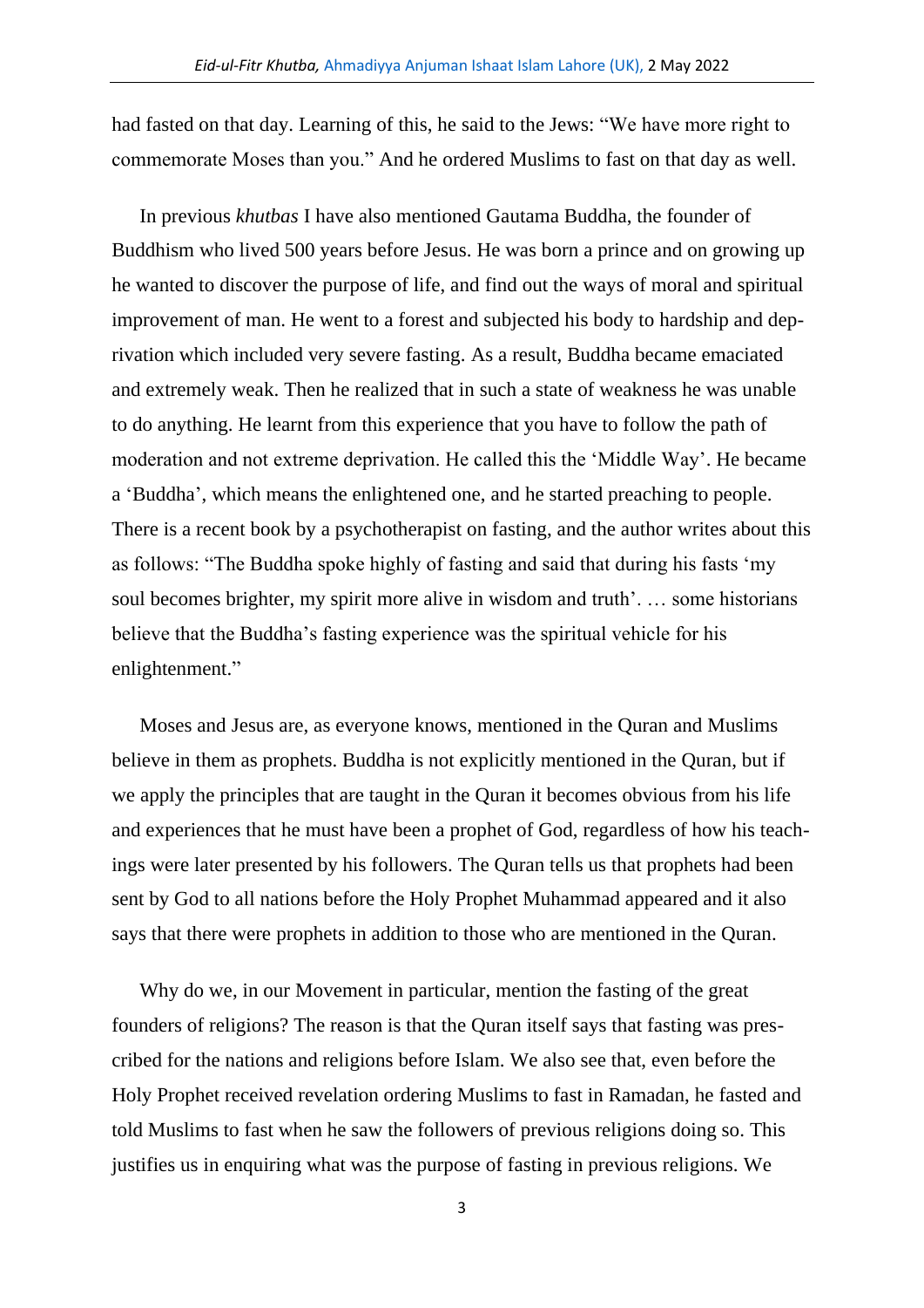had fasted on that day. Learning of this, he said to the Jews: “We have more right to commemorate Moses than you.” And he ordered Muslims to fast on that day as well.

In previous *khutbas* I have also mentioned Gautama Buddha, the founder of Buddhism who lived 500 years before Jesus. He was born a prince and on growing up he wanted to discover the purpose of life, and find out the ways of moral and spiritual improvement of man. He went to a forest and subjected his body to hardship and deprivation which included very severe fasting. As a result, Buddha became emaciated and extremely weak. Then he realized that in such a state of weakness he was unable to do anything. He learnt from this experience that you have to follow the path of moderation and not extreme deprivation. He called this the ‘Middle Way’. He became a ‘Buddha’, which means the enlightened one, and he started preaching to people. There is a recent book by a psychotherapist on fasting, and the author writes about this as follows: “The Buddha spoke highly of fasting and said that during his fasts ‘my soul becomes brighter, my spirit more alive in wisdom and truth’. … some historians believe that the Buddha’s fasting experience was the spiritual vehicle for his enlightenment.”

Moses and Jesus are, as everyone knows, mentioned in the Quran and Muslims believe in them as prophets. Buddha is not explicitly mentioned in the Quran, but if we apply the principles that are taught in the Quran it becomes obvious from his life and experiences that he must have been a prophet of God, regardless of how his teachings were later presented by his followers. The Quran tells us that prophets had been sent by God to all nations before the Holy Prophet Muhammad appeared and it also says that there were prophets in addition to those who are mentioned in the Quran.

Why do we, in our Movement in particular, mention the fasting of the great founders of religions? The reason is that the Quran itself says that fasting was prescribed for the nations and religions before Islam. We also see that, even before the Holy Prophet received revelation ordering Muslims to fast in Ramadan, he fasted and told Muslims to fast when he saw the followers of previous religions doing so. This justifies us in enquiring what was the purpose of fasting in previous religions. We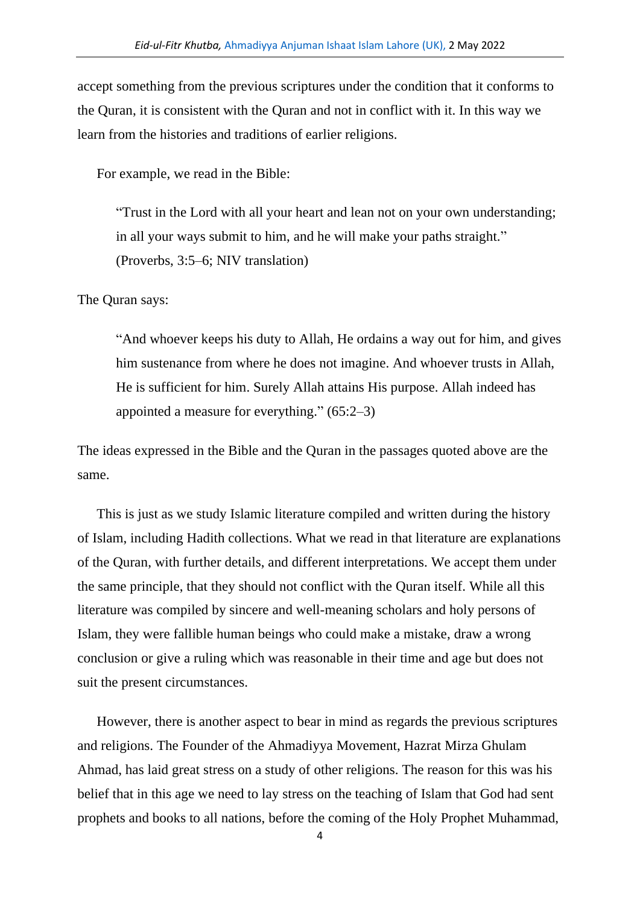accept something from the previous scriptures under the condition that it conforms to the Quran, it is consistent with the Quran and not in conflict with it. In this way we learn from the histories and traditions of earlier religions.

For example, we read in the Bible:

> "Trust in the Lord with all your heart and lean not on your own understanding; in all your ways submit to him, and he will make your paths straight." (Proverbs, 3:5–6; NIV translation)

The Quran says:

> "And whoever keeps his duty to Allah, He ordains a way out for him, and gives him sustenance from where he does not imagine. And whoever trusts in Allah, He is sufficient for him. Surely Allah attains His purpose. Allah indeed has appointed a measure for everything." (65:2–3)

The ideas expressed in the Bible and the Quran in the passages quoted above are the same.

This is just as we study Islamic literature compiled and written during the history of Islam, including Hadith collections. What we read in that literature are explanations of the Quran, with further details, and different interpretations. We accept them under the same principle, that they should not conflict with the Quran itself. While all this literature was compiled by sincere and well-meaning scholars and holy persons of Islam, they were fallible human beings who could make a mistake, draw a wrong conclusion or give a ruling which was reasonable in their time and age but does not suit the present circumstances.

However, there is another aspect to bear in mind as regards the previous scriptures and religions. The Founder of the Ahmadiyya Movement, Hazrat Mirza Ghulam Ahmad, has laid great stress on a study of other religions. The reason for this was his belief that in this age we need to lay stress on the teaching of Islam that God had sent prophets and books to all nations, before the coming of the Holy Prophet Muhammad,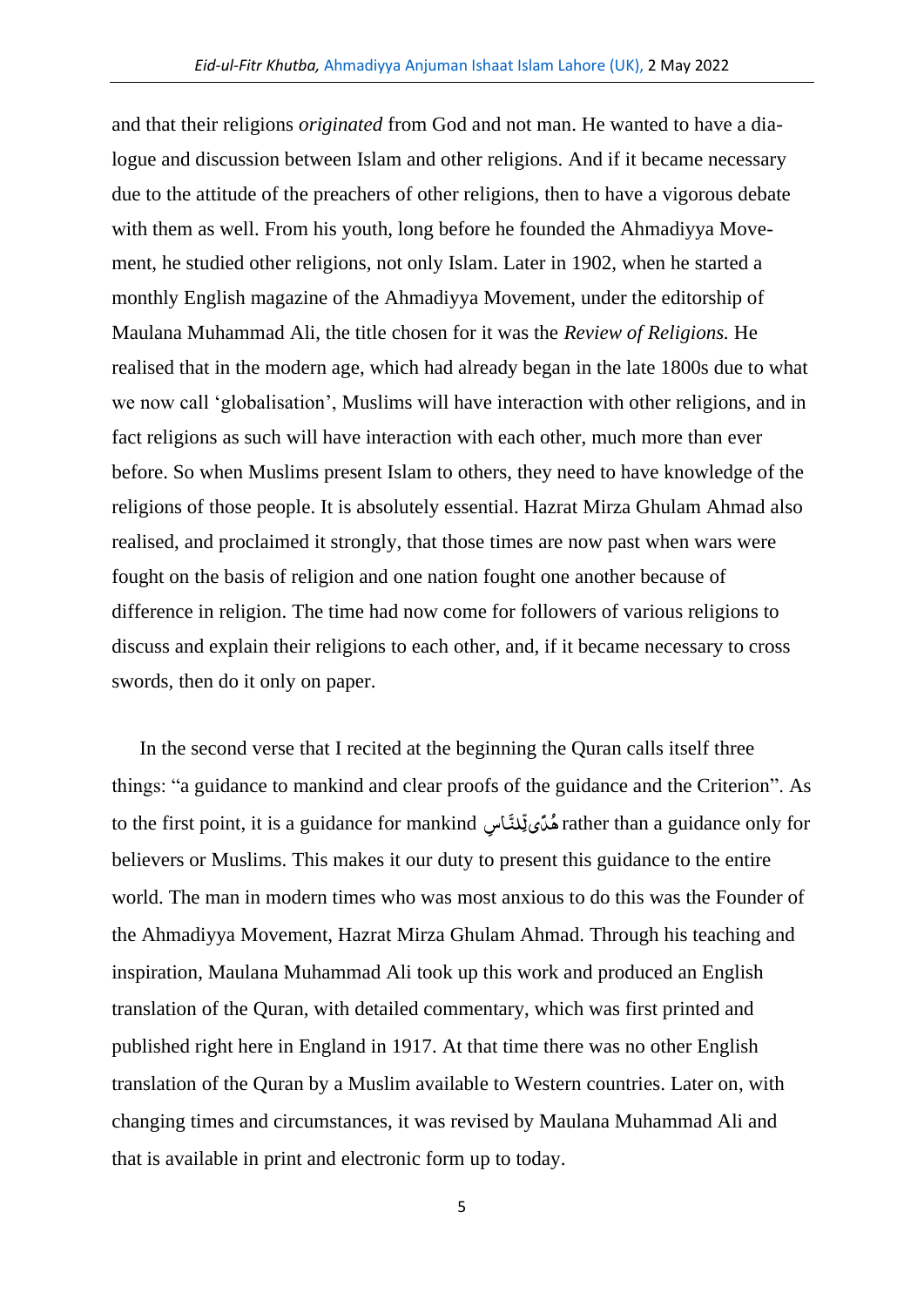and that their religions *originated* from God and not man. He wanted to have a dialogue and discussion between Islam and other religions. And if it became necessary due to the attitude of the preachers of other religions, then to have a vigorous debate with them as well. From his youth, long before he founded the Ahmadiyya Movement, he studied other religions, not only Islam. Later in 1902, when he started a monthly English magazine of the Ahmadiyya Movement, under the editorship of Maulana Muhammad Ali, the title chosen for it was the *Review of Religions.* He realised that in the modern age, which had already began in the late 1800s due to what we now call 'globalisation', Muslims will have interaction with other religions, and in fact religions as such will have interaction with each other, much more than ever before. So when Muslims present Islam to others, they need to have knowledge of the religions of those people. It is absolutely essential. Hazrat Mirza Ghulam Ahmad also realised, and proclaimed it strongly, that those times are now past when wars were fought on the basis of religion and one nation fought one another because of difference in religion. The time had now come for followers of various religions to discuss and explain their religions to each other, and, if it became necessary to cross swords, then do it only on paper.

In the second verse that I recited at the beginning the Quran calls itself three things: "a guidance to mankind and clear proofs of the guidance and the Criterion". As to the first point, it is a guidance for mankind هُدًى لِّلنَّاسِ rather than a guidance only for believers or Muslims. This makes it our duty to present this guidance to the entire world. The man in modern times who was most anxious to do this was the Founder of the Ahmadiyya Movement, Hazrat Mirza Ghulam Ahmad. Through his teaching and inspiration, Maulana Muhammad Ali took up this work and produced an English translation of the Quran, with detailed commentary, which was first printed and published right here in England in 1917. At that time there was no other English translation of the Quran by a Muslim available to Western countries. Later on, with changing times and circumstances, it was revised by Maulana Muhammad Ali and that is available in print and electronic form up to today.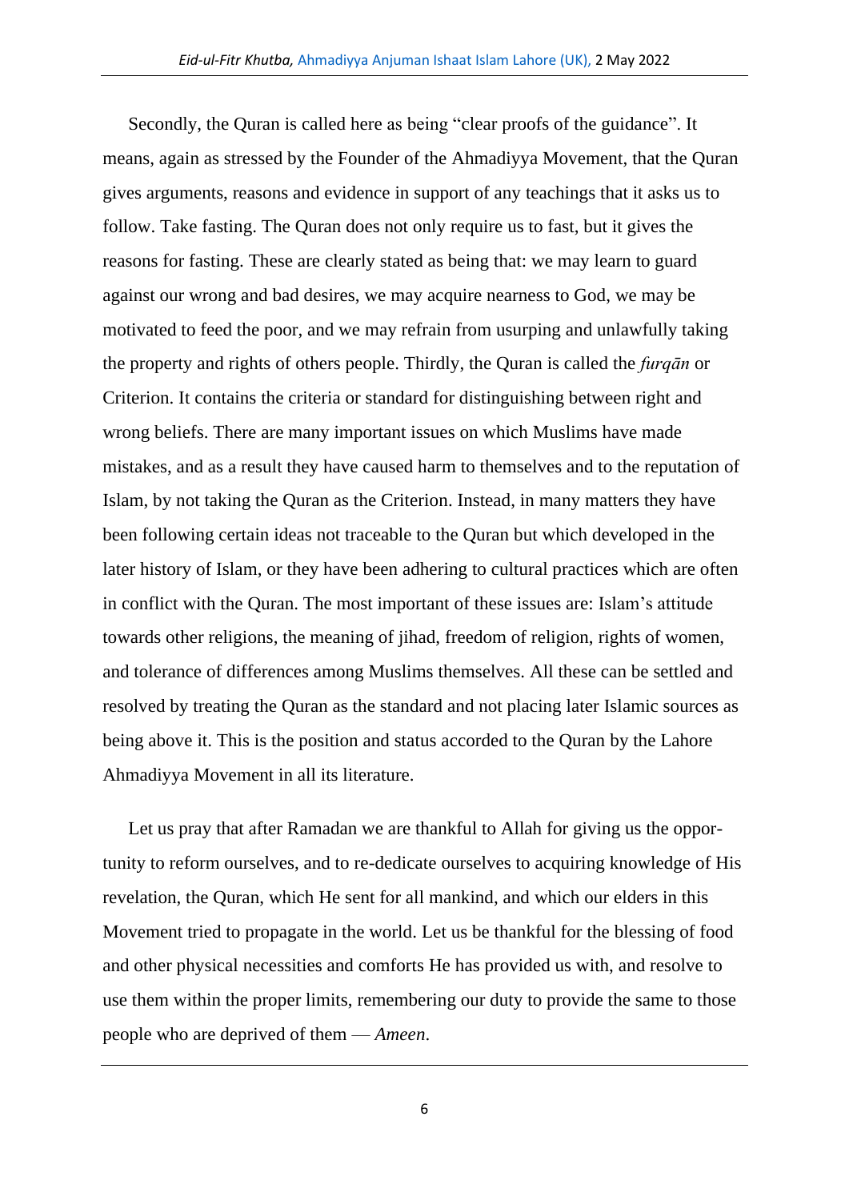Secondly, the Quran is called here as being “clear proofs of the guidance”. It means, again as stressed by the Founder of the Ahmadiyya Movement, that the Quran gives arguments, reasons and evidence in support of any teachings that it asks us to follow. Take fasting. The Quran does not only require us to fast, but it gives the reasons for fasting. These are clearly stated as being that: we may learn to guard against our wrong and bad desires, we may acquire nearness to God, we may be motivated to feed the poor, and we may refrain from usurping and unlawfully taking the property and rights of others people. Thirdly, the Quran is called the *furqān* or Criterion. It contains the criteria or standard for distinguishing between right and wrong beliefs. There are many important issues on which Muslims have made mistakes, and as a result they have caused harm to themselves and to the reputation of Islam, by not taking the Quran as the Criterion. Instead, in many matters they have been following certain ideas not traceable to the Quran but which developed in the later history of Islam, or they have been adhering to cultural practices which are often in conflict with the Quran. The most important of these issues are: Islam’s attitude towards other religions, the meaning of jihad, freedom of religion, rights of women, and tolerance of differences among Muslims themselves. All these can be settled and resolved by treating the Quran as the standard and not placing later Islamic sources as being above it. This is the position and status accorded to the Quran by the Lahore Ahmadiyya Movement in all its literature.

Let us pray that after Ramadan we are thankful to Allah for giving us the opportunity to reform ourselves, and to re-dedicate ourselves to acquiring knowledge of His revelation, the Quran, which He sent for all mankind, and which our elders in this Movement tried to propagate in the world. Let us be thankful for the blessing of food and other physical necessities and comforts He has provided us with, and resolve to use them within the proper limits, remembering our duty to provide the same to those people who are deprived of them — *Ameen*.